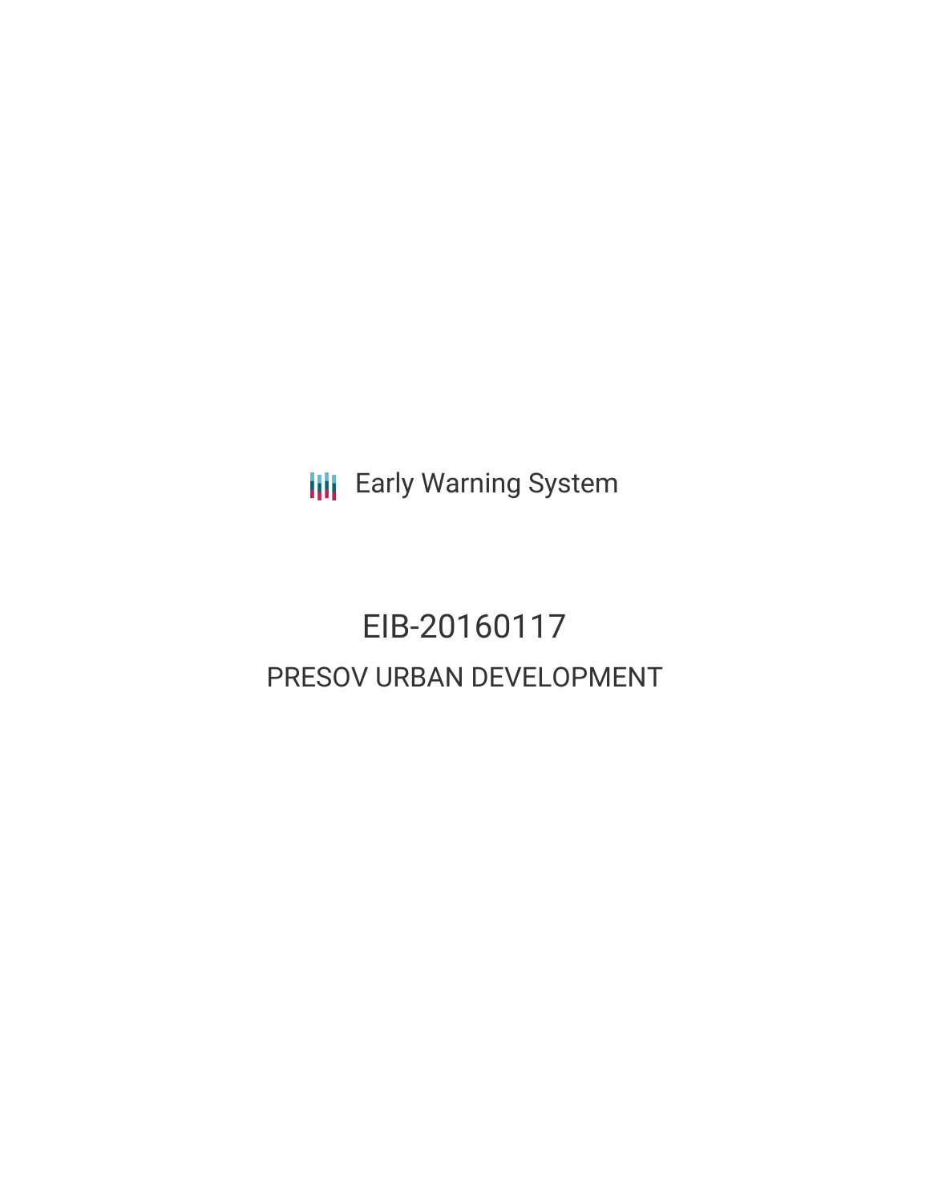Early Warning System

# EIB-20160117

## PRESOV URBAN DEVELOPMENT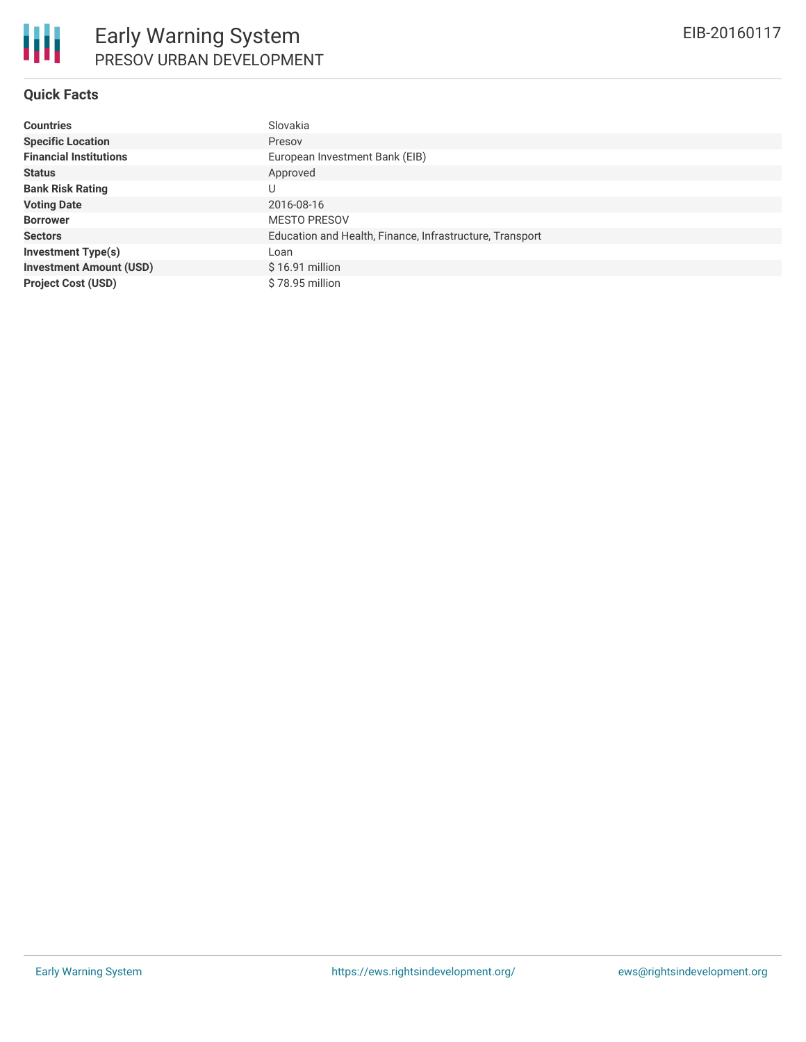# Early Warning System

## PRESOV URBAN DEVELOPMENT

EIB-20160117

### Quick Facts

| | |
|---|---|
| **Countries** | Slovakia |
| **Specific Location** | Presov |
| **Financial Institutions** | European Investment Bank (EIB) |
| **Status** | Approved |
| **Bank Risk Rating** | U |
| **Voting Date** | 2016-08-16 |
| **Borrower** | MESTO PRESOV |
| **Sectors** | Education and Health, Finance, Infrastructure, Transport |
| **Investment Type(s)** | Loan |
| **Investment Amount (USD)** | $ 16.91 million |
| **Project Cost (USD)** | $ 78.95 million |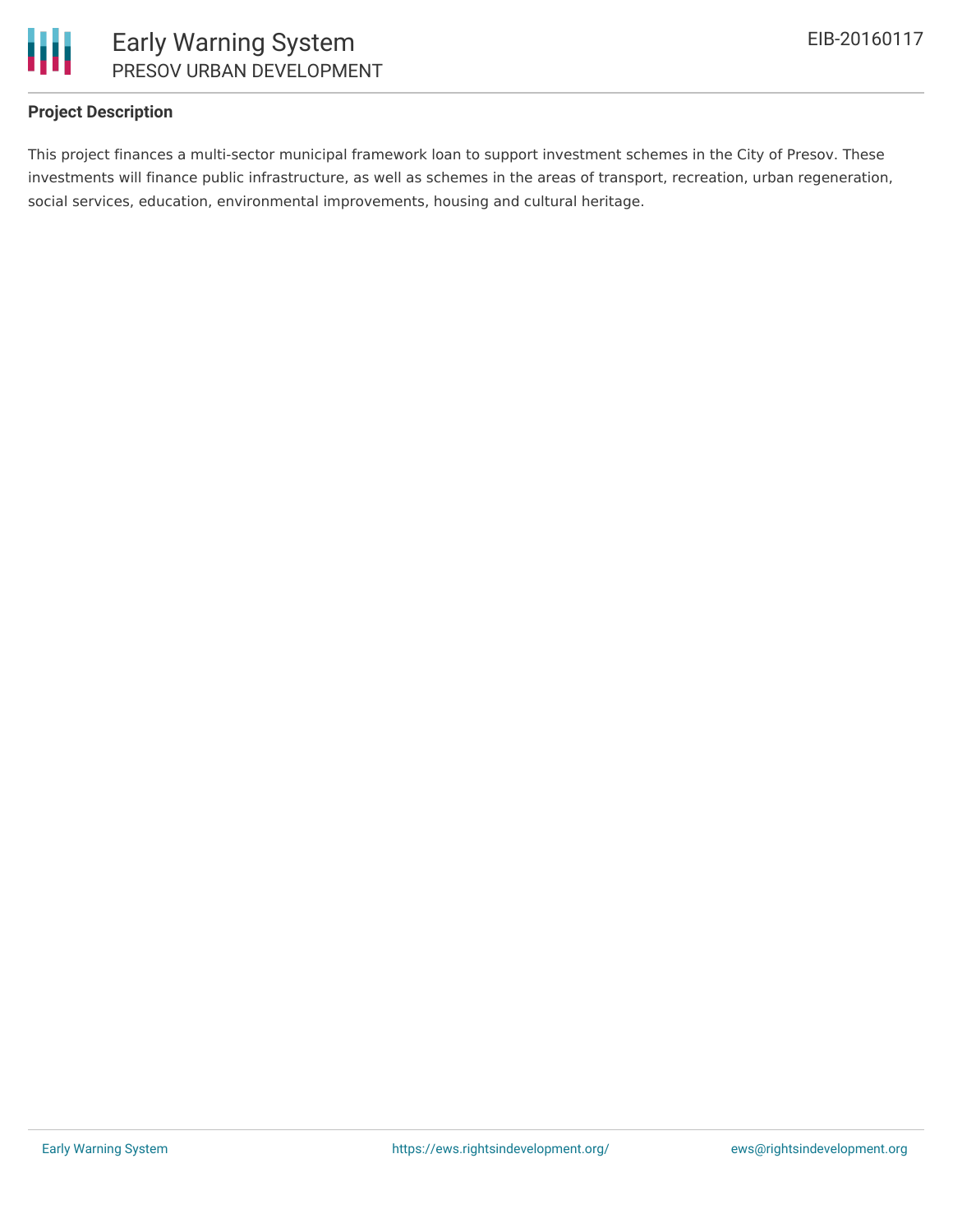**Project Description**

This project finances a multi-sector municipal framework loan to support investment schemes in the City of Presov. These investments will finance public infrastructure, as well as schemes in the areas of transport, recreation, urban regeneration, social services, education, environmental improvements, housing and cultural heritage.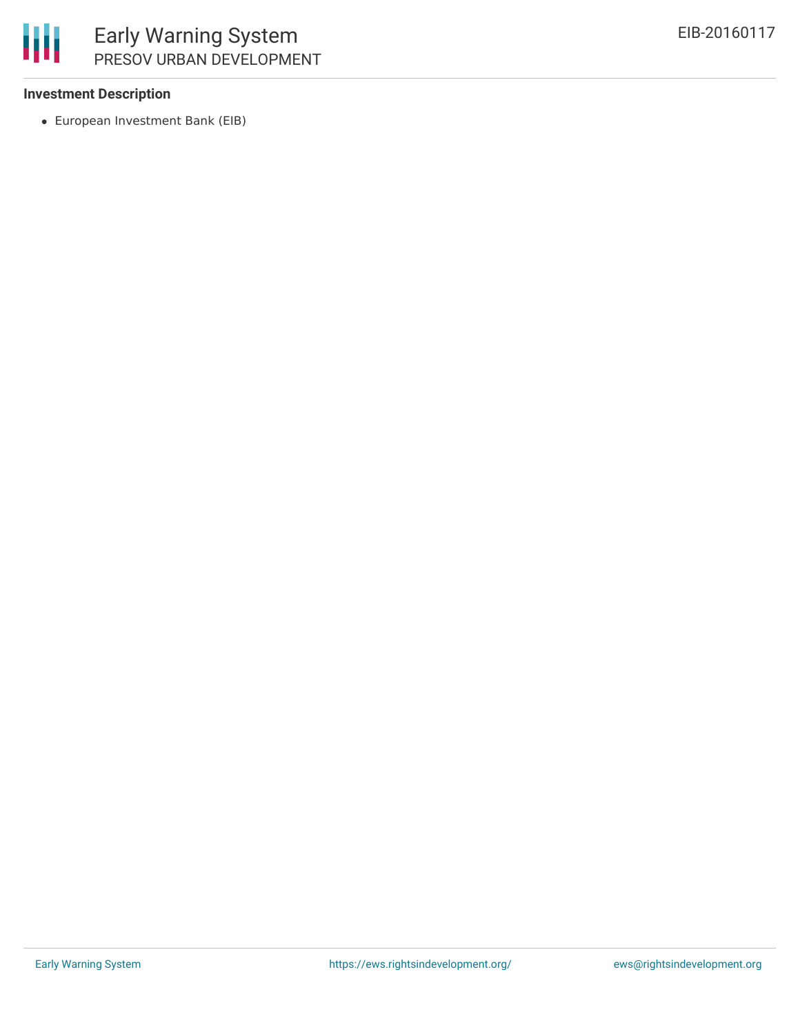**Investment Description**

- European Investment Bank (EIB)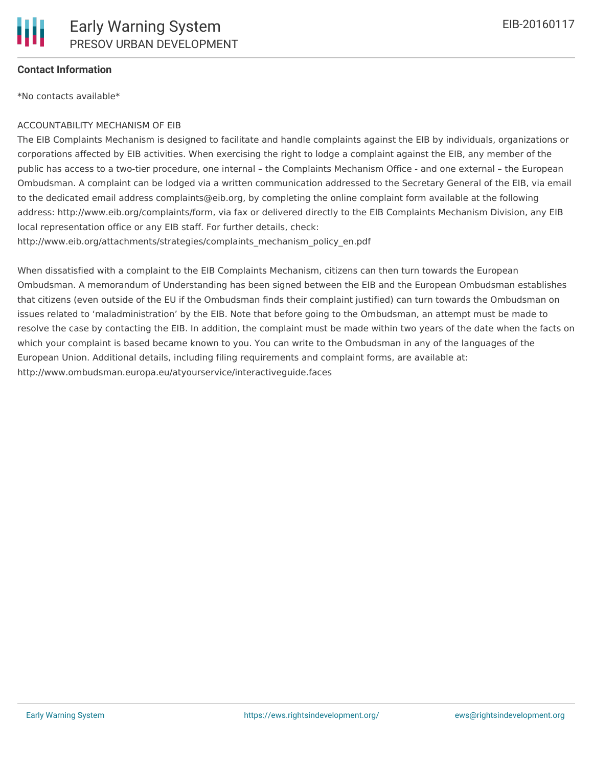**Contact Information**

*No contacts available*

ACCOUNTABILITY MECHANISM OF EIB

The EIB Complaints Mechanism is designed to facilitate and handle complaints against the EIB by individuals, organizations or corporations affected by EIB activities. When exercising the right to lodge a complaint against the EIB, any member of the public has access to a two-tier procedure, one internal – the Complaints Mechanism Office - and one external – the European Ombudsman. A complaint can be lodged via a written communication addressed to the Secretary General of the EIB, via email to the dedicated email address complaints@eib.org, by completing the online complaint form available at the following address: http://www.eib.org/complaints/form, via fax or delivered directly to the EIB Complaints Mechanism Division, any EIB local representation office or any EIB staff. For further details, check: http://www.eib.org/attachments/strategies/complaints_mechanism_policy_en.pdf

When dissatisfied with a complaint to the EIB Complaints Mechanism, citizens can then turn towards the European Ombudsman. A memorandum of Understanding has been signed between the EIB and the European Ombudsman establishes that citizens (even outside of the EU if the Ombudsman finds their complaint justified) can turn towards the Ombudsman on issues related to 'maladministration' by the EIB. Note that before going to the Ombudsman, an attempt must be made to resolve the case by contacting the EIB. In addition, the complaint must be made within two years of the date when the facts on which your complaint is based became known to you. You can write to the Ombudsman in any of the languages of the European Union. Additional details, including filing requirements and complaint forms, are available at: http://www.ombudsman.europa.eu/atyourservice/interactiveguide.faces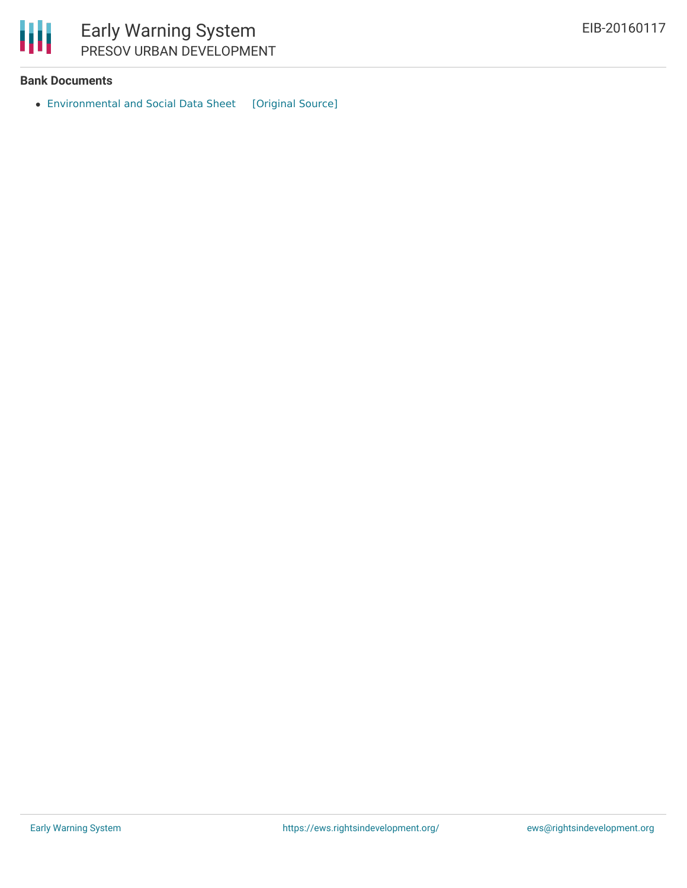**Bank Documents**

- Environmental and Social Data Sheet [Original Source]